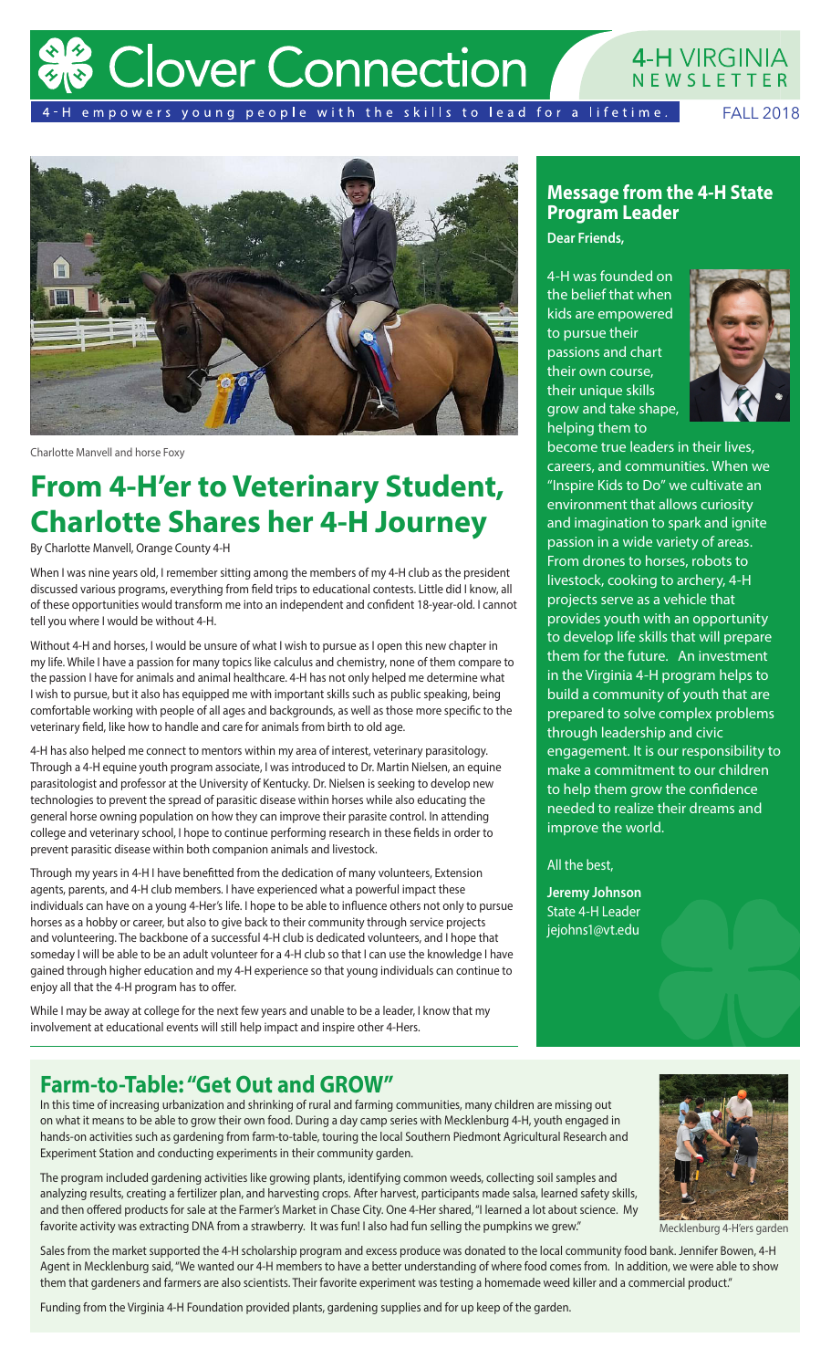# Clover Connection

4-H VIRGINIA NEWSLETTER

4-H empowers young people with the skills to lead for a lifetime.

FALL 2018

Charlotte Manvell and horse Foxy

## From 4-H'er to Veterinary Student, Charlotte Shares her 4-H Journey

By Charlotte Manvell, Orange County 4-H

When I was nine years old, I remember sitting among the members of my 4-H club as the president discussed various programs, everything from field trips to educational contests. Little did I know, all of these opportunities would transform me into an independent and confident 18-year-old. I cannot tell you where I would be without 4-H.

Without 4-H and horses, I would be unsure of what I wish to pursue as I open this new chapter in my life. While I have a passion for many topics like calculus and chemistry, none of them compare to the passion I have for animals and animal healthcare. 4-H has not only helped me determine what I wish to pursue, but it also has equipped me with important skills such as public speaking, being comfortable working with people of all ages and backgrounds, as well as those more specific to the veterinary field, like how to handle and care for animals from birth to old age.

4-H has also helped me connect to mentors within my area of interest, veterinary parasitology. Through a 4-H equine youth program associate, I was introduced to Dr. Martin Nielsen, an equine parasitologist and professor at the University of Kentucky. Dr. Nielsen is seeking to develop new technologies to prevent the spread of parasitic disease within horses while also educating the general horse owning population on how they can improve their parasite control. In attending college and veterinary school, I hope to continue performing research in these fields in order to prevent parasitic disease within both companion animals and livestock.

Through my years in 4-H I have benefitted from the dedication of many volunteers, Extension agents, parents, and 4-H club members. I have experienced what a powerful impact these individuals can have on a young 4-Her's life. I hope to be able to influence others not only to pursue horses as a hobby or career, but also to give back to their community through service projects and volunteering. The backbone of a successful 4-H club is dedicated volunteers, and I hope that someday I will be able to be an adult volunteer for a 4-H club so that I can use the knowledge I have gained through higher education and my 4-H experience so that young individuals can continue to enjoy all that the 4-H program has to offer.

While I may be away at college for the next few years and unable to be a leader, I know that my involvement at educational events will still help impact and inspire other 4-Hers.

## Message from the 4-H State Program Leader

**Dear Friends,**

4-H was founded on the belief that when kids are empowered to pursue their passions and chart their own course, their unique skills grow and take shape, helping them to become true leaders in their lives, careers, and communities. When we "Inspire Kids to Do" we cultivate an environment that allows curiosity and imagination to spark and ignite passion in a wide variety of areas. From drones to horses, robots to livestock, cooking to archery, 4-H projects serve as a vehicle that provides youth with an opportunity to develop life skills that will prepare them for the future. An investment in the Virginia 4-H program helps to build a community of youth that are prepared to solve complex problems through leadership and civic engagement. It is our responsibility to make a commitment to our children to help them grow the confidence needed to realize their dreams and improve the world.

All the best,

**Jeremy Johnson**
State 4-H Leader
jejohns1@vt.edu

## Farm-to-Table: "Get Out and GROW"

In this time of increasing urbanization and shrinking of rural and farming communities, many children are missing out on what it means to be able to grow their own food. During a day camp series with Mecklenburg 4-H, youth engaged in hands-on activities such as gardening from farm-to-table, touring the local Southern Piedmont Agricultural Research and Experiment Station and conducting experiments in their community garden.

The program included gardening activities like growing plants, identifying common weeds, collecting soil samples and analyzing results, creating a fertilizer plan, and harvesting crops. After harvest, participants made salsa, learned safety skills, and then offered products for sale at the Farmer's Market in Chase City. One 4-Her shared, "I learned a lot about science. My favorite activity was extracting DNA from a strawberry. It was fun! I also had fun selling the pumpkins we grew."

Mecklenburg 4-H'ers garden

Sales from the market supported the 4-H scholarship program and excess produce was donated to the local community food bank. Jennifer Bowen, 4-H Agent in Mecklenburg said, "We wanted our 4-H members to have a better understanding of where food comes from. In addition, we were able to show them that gardeners and farmers are also scientists. Their favorite experiment was testing a homemade weed killer and a commercial product."

Funding from the Virginia 4-H Foundation provided plants, gardening supplies and for up keep of the garden.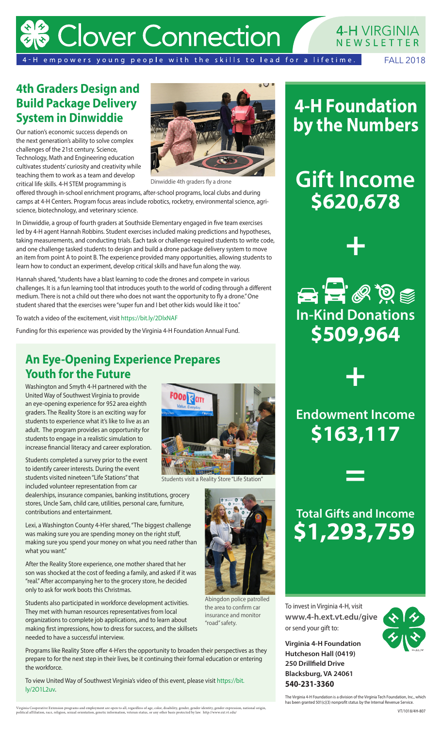# Clover Connection

**4-H VIRGINIA NEWSLETTER**

4-H empowers young people with the skills to lead for a lifetime.

FALL 2018

## 4th Graders Design and Build Package Delivery System in Dinwiddie

Our nation's economic success depends on the next generation's ability to solve complex challenges of the 21st century. Science, Technology, Math and Engineering education cultivates students' curiosity and creativity while teaching them to work as a team and develop critical life skills. 4-H STEM programming is offered through in-school enrichment programs, after-school programs, local clubs and during camps at 4-H Centers. Program focus areas include robotics, rocketry, environmental science, agri-science, biotechnology, and veterinary science.

Dinwiddie 4th graders fly a drone

In Dinwiddie, a group of fourth graders at Southside Elementary engaged in five team exercises led by 4-H agent Hannah Robbins. Student exercises included making predictions and hypotheses, taking measurements, and conducting trials. Each task or challenge required students to write code, and one challenge tasked students to design and build a drone package delivery system to move an item from point A to point B. The experience provided many opportunities, allowing students to learn how to conduct an experiment, develop critical skills and have fun along the way.

Hannah shared, "students have a blast learning to code the drones and compete in various challenges. It is a fun learning tool that introduces youth to the world of coding through a different medium. There is not a child out there who does not want the opportunity to fly a drone." One student shared that the exercises were "super fun and I bet other kids would like it too."

To watch a video of the excitement, visit https://bit.ly/2DlxNAF

Funding for this experience was provided by the Virginia 4-H Foundation Annual Fund.

## An Eye-Opening Experience Prepares Youth for the Future

Washington and Smyth 4-H partnered with the United Way of Southwest Virginia to provide an eye-opening experience for 952 area eighth graders. The Reality Store is an exciting way for students to experience what it's like to live as an adult. The program provides an opportunity for students to engage in a realistic simulation to increase financial literacy and career exploration.

Students completed a survey prior to the event to identify career interests. During the event students visited nineteen "Life Stations" that included volunteer representation from car dealerships, insurance companies, banking institutions, grocery stores, Uncle Sam, child care, utilities, personal care, furniture, contributions and entertainment.

Students visit a Reality Store "Life Station"

Lexi, a Washington County 4-H'er shared, "The biggest challenge was making sure you are spending money on the right stuff, making sure you spend your money on what you need rather than what you want."

After the Reality Store experience, one mother shared that her son was shocked at the cost of feeding a family, and asked if it was "real." After accompanying her to the grocery store, he decided only to ask for work boots this Christmas.

Abingdon police patrolled the area to confirm car insurance and monitor "road" safety.

Students also participated in workforce development activities. They met with human resources representatives from local organizations to complete job applications, and to learn about making first impressions, how to dress for success, and the skillsets needed to have a successful interview.

Programs like Reality Store offer 4-H'ers the opportunity to broaden their perspectives as they prepare to for the next step in their lives, be it continuing their formal education or entering the workforce.

To view United Way of Southwest Virginia's video of this event, please visit https://bit.ly/2O1L2uv.

## 4-H Foundation by the Numbers

**Gift Income**
**$620,678**

+

**In-Kind Donations**
**$509,964**

+

**Endowment Income**
**$163,117**

=

**Total Gifts and Income**
**$1,293,759**

To invest in Virginia 4-H, visit **www.4-h.ext.vt.edu/give** or send your gift to:

**Virginia 4-H Foundation**
**Hutcheson Hall (0419)**
**250 Drillfield Drive**
**Blacksburg, VA 24061**
**540-231-3360**

The Virginia 4-H Foundation is a division of the Virginia Tech Foundation, Inc., which has been granted 501(c)(3) nonprofit status by the Internal Revenue Service.

Virginia Cooperative Extension programs and employment are open to all, regardless of age, color, disability, gender, gender identity, gender expression, national origin, political affiliation, race, religion, sexual orientation, genetic information, veteran status, or any other basis protected by law. http://www.ext.vt.edu/

VT/1018/4H-807